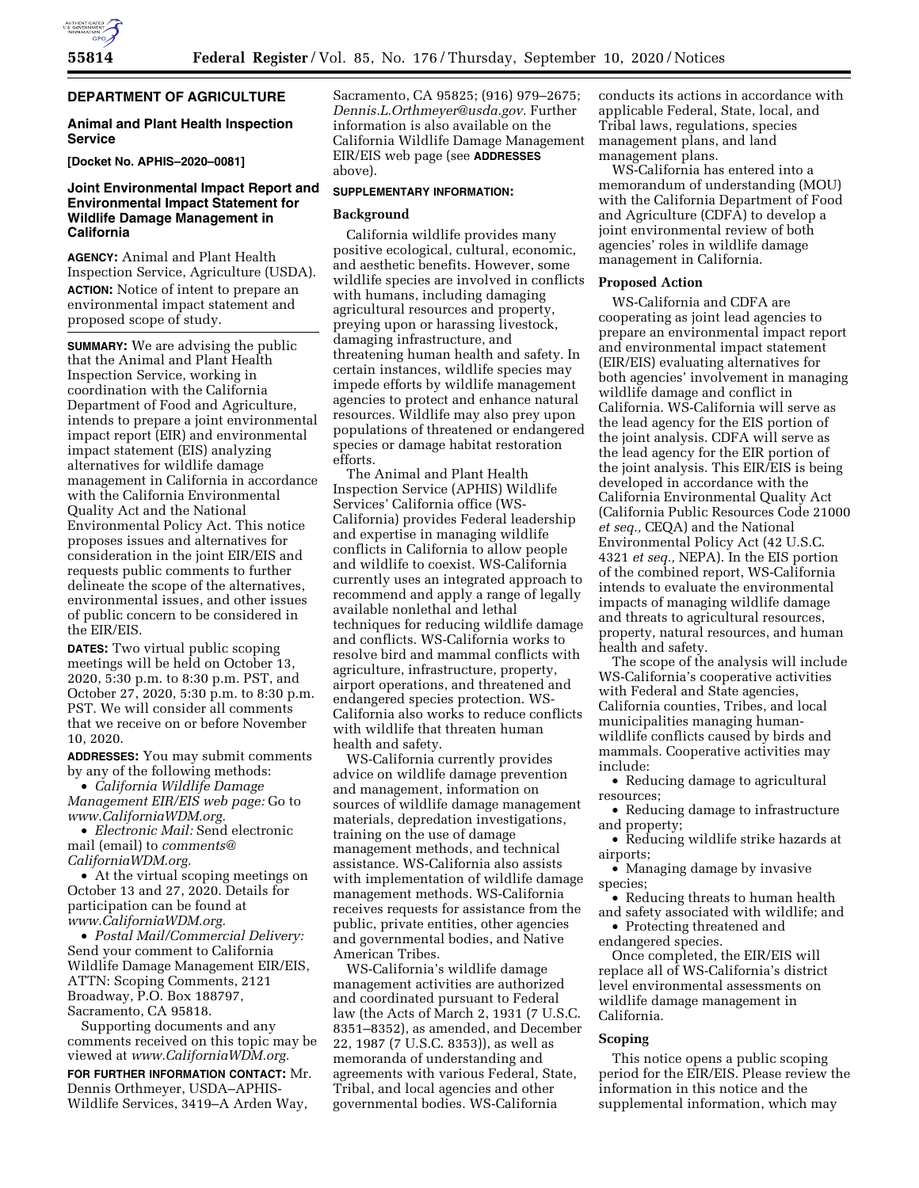## DEPARTMENT OF AGRICULTURE

### Animal and Plant Health Inspection Service

**[Docket No. APHIS–2020–0081]**

### Joint Environmental Impact Report and Environmental Impact Statement for Wildlife Damage Management in California

**AGENCY:** Animal and Plant Health Inspection Service, Agriculture (USDA).

**ACTION:** Notice of intent to prepare an environmental impact statement and proposed scope of study.

**SUMMARY:** We are advising the public that the Animal and Plant Health Inspection Service, working in coordination with the California Department of Food and Agriculture, intends to prepare a joint environmental impact report (EIR) and environmental impact statement (EIS) analyzing alternatives for wildlife damage management in California in accordance with the California Environmental Quality Act and the National Environmental Policy Act. This notice proposes issues and alternatives for consideration in the joint EIR/EIS and requests public comments to further delineate the scope of the alternatives, environmental issues, and other issues of public concern to be considered in the EIR/EIS.

**DATES:** Two virtual public scoping meetings will be held on October 13, 2020, 5:30 p.m. to 8:30 p.m. PST, and October 27, 2020, 5:30 p.m. to 8:30 p.m. PST. We will consider all comments that we receive on or before November 10, 2020.

**ADDRESSES:** You may submit comments by any of the following methods:

- *California Wildlife Damage Management EIR/EIS web page:* Go to *www.CaliforniaWDM.org.*
- *Electronic Mail:* Send electronic mail (email) to *comments@CaliforniaWDM.org.*
- At the virtual scoping meetings on October 13 and 27, 2020. Details for participation can be found at *www.CaliforniaWDM.org.*
- *Postal Mail/Commercial Delivery:* Send your comment to California Wildlife Damage Management EIR/EIS, ATTN: Scoping Comments, 2121 Broadway, P.O. Box 188797, Sacramento, CA 95818.

Supporting documents and any comments received on this topic may be viewed at *www.CaliforniaWDM.org.*

**FOR FURTHER INFORMATION CONTACT:** Mr. Dennis Orthmeyer, USDA–APHIS-Wildlife Services, 3419–A Arden Way, Sacramento, CA 95825; (916) 979–2675; *Dennis.L.Orthmeyer@usda.gov.* Further information is also available on the California Wildlife Damage Management EIR/EIS web page (see **ADDRESSES** above).

**SUPPLEMENTARY INFORMATION:**

#### Background

California wildlife provides many positive ecological, cultural, economic, and aesthetic benefits. However, some wildlife species are involved in conflicts with humans, including damaging agricultural resources and property, preying upon or harassing livestock, damaging infrastructure, and threatening human health and safety. In certain instances, wildlife species may impede efforts by wildlife management agencies to protect and enhance natural resources. Wildlife may also prey upon populations of threatened or endangered species or damage habitat restoration efforts.

The Animal and Plant Health Inspection Service (APHIS) Wildlife Services' California office (WS-California) provides Federal leadership and expertise in managing wildlife conflicts in California to allow people and wildlife to coexist. WS-California currently uses an integrated approach to recommend and apply a range of legally available nonlethal and lethal techniques for reducing wildlife damage and conflicts. WS-California works to resolve bird and mammal conflicts with agriculture, infrastructure, property, airport operations, and threatened and endangered species protection. WS-California also works to reduce conflicts with wildlife that threaten human health and safety.

WS-California currently provides advice on wildlife damage prevention and management, information on sources of wildlife damage management materials, depredation investigations, training on the use of damage management methods, and technical assistance. WS-California also assists with implementation of wildlife damage management methods. WS-California receives requests for assistance from the public, private entities, other agencies and governmental bodies, and Native American Tribes.

WS-California's wildlife damage management activities are authorized and coordinated pursuant to Federal law (the Acts of March 2, 1931 (7 U.S.C. 8351–8352), as amended, and December 22, 1987 (7 U.S.C. 8353)), as well as memoranda of understanding and agreements with various Federal, State, Tribal, and local agencies and other governmental bodies. WS-California conducts its actions in accordance with applicable Federal, State, local, and Tribal laws, regulations, species management plans, and land management plans.

WS-California has entered into a memorandum of understanding (MOU) with the California Department of Food and Agriculture (CDFA) to develop a joint environmental review of both agencies' roles in wildlife damage management in California.

#### Proposed Action

WS-California and CDFA are cooperating as joint lead agencies to prepare an environmental impact report and environmental impact statement (EIR/EIS) evaluating alternatives for both agencies' involvement in managing wildlife damage and conflict in California. WS-California will serve as the lead agency for the EIS portion of the joint analysis. CDFA will serve as the lead agency for the EIR portion of the joint analysis. This EIR/EIS is being developed in accordance with the California Environmental Quality Act (California Public Resources Code 21000 *et seq.,* CEQA) and the National Environmental Policy Act (42 U.S.C. 4321 *et seq.,* NEPA). In the EIS portion of the combined report, WS-California intends to evaluate the environmental impacts of managing wildlife damage and threats to agricultural resources, property, natural resources, and human health and safety.

The scope of the analysis will include WS-California's cooperative activities with Federal and State agencies, California counties, Tribes, and local municipalities managing human-wildlife conflicts caused by birds and mammals. Cooperative activities may include:

- Reducing damage to agricultural resources;
- Reducing damage to infrastructure and property;
- Reducing wildlife strike hazards at airports;
- Managing damage by invasive species;
- Reducing threats to human health and safety associated with wildlife; and
- Protecting threatened and endangered species.

Once completed, the EIR/EIS will replace all of WS-California's district level environmental assessments on wildlife damage management in California.

#### Scoping

This notice opens a public scoping period for the EIR/EIS. Please review the information in this notice and the supplemental information, which may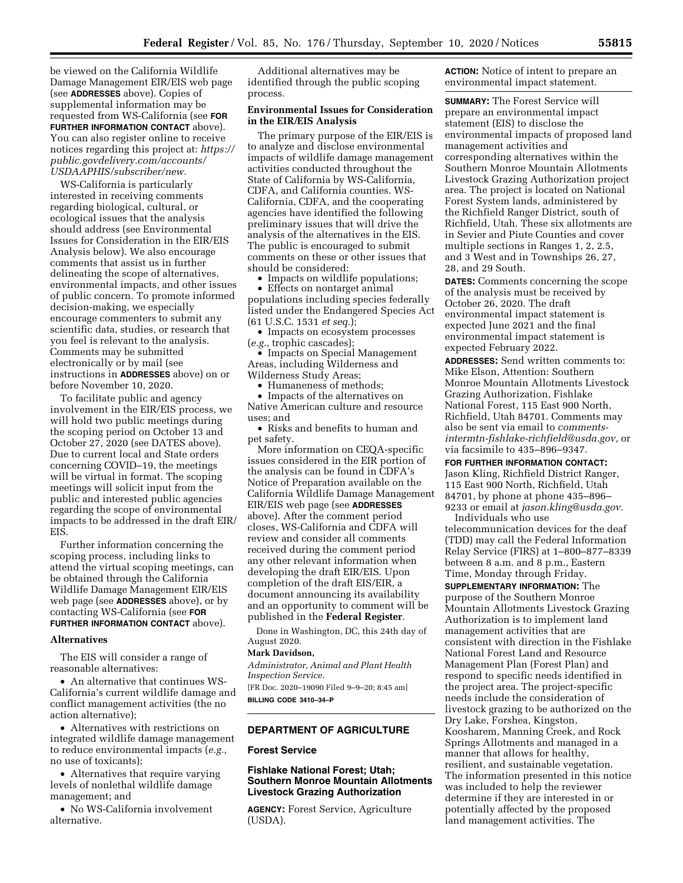be viewed on the California Wildlife Damage Management EIR/EIS web page (see **ADDRESSES** above). Copies of supplemental information may be requested from WS-California (see **FOR FURTHER INFORMATION CONTACT** above). You can also register online to receive notices regarding this project at: *https://public.govdelivery.com/accounts/USDAAPHIS/subscriber/new.*

WS-California is particularly interested in receiving comments regarding biological, cultural, or ecological issues that the analysis should address (see Environmental Issues for Consideration in the EIR/EIS Analysis below). We also encourage comments that assist us in further delineating the scope of alternatives, environmental impacts, and other issues of public concern. To promote informed decision-making, we especially encourage commenters to submit any scientific data, studies, or research that you feel is relevant to the analysis. Comments may be submitted electronically or by mail (see instructions in **ADDRESSES** above) on or before November 10, 2020.

To facilitate public and agency involvement in the EIR/EIS process, we will hold two public meetings during the scoping period on October 13 and October 27, 2020 (see DATES above). Due to current local and State orders concerning COVID–19, the meetings will be virtual in format. The scoping meetings will solicit input from the public and interested public agencies regarding the scope of environmental impacts to be addressed in the draft EIR/EIS.

Further information concerning the scoping process, including links to attend the virtual scoping meetings, can be obtained through the California Wildlife Damage Management EIR/EIS web page (see **ADDRESSES** above), or by contacting WS-California (see **FOR FURTHER INFORMATION CONTACT** above).

### Alternatives

The EIS will consider a range of reasonable alternatives:

- An alternative that continues WS-California's current wildlife damage and conflict management activities (the no action alternative);
- Alternatives with restrictions on integrated wildlife damage management to reduce environmental impacts (*e.g.,* no use of toxicants);
- Alternatives that require varying levels of nonlethal wildlife damage management; and
- No WS-California involvement alternative.

Additional alternatives may be identified through the public scoping process.

### Environmental Issues for Consideration in the EIR/EIS Analysis

The primary purpose of the EIR/EIS is to analyze and disclose environmental impacts of wildlife damage management activities conducted throughout the State of California by WS-California, CDFA, and California counties. WS-California, CDFA, and the cooperating agencies have identified the following preliminary issues that will drive the analysis of the alternatives in the EIS. The public is encouraged to submit comments on these or other issues that should be considered:

- Impacts on wildlife populations;
- Effects on nontarget animal populations including species federally listed under the Endangered Species Act (61 U.S.C. 1531 *et seq.*);
- Impacts on ecosystem processes (*e.g.,* trophic cascades);
- Impacts on Special Management Areas, including Wilderness and Wilderness Study Areas;
- Humaneness of methods;
- Impacts of the alternatives on Native American culture and resource uses; and
- Risks and benefits to human and pet safety.

More information on CEQA-specific issues considered in the EIR portion of the analysis can be found in CDFA's Notice of Preparation available on the California Wildlife Damage Management EIR/EIS web page (see **ADDRESSES** above). After the comment period closes, WS-California and CDFA will review and consider all comments received during the comment period any other relevant information when developing the draft EIR/EIS. Upon completion of the draft EIS/EIR, a document announcing its availability and an opportunity to comment will be published in the **Federal Register**.

Done in Washington, DC, this 24th day of August 2020.

**Mark Davidson,**

*Administrator, Animal and Plant Health Inspection Service.*

[FR Doc. 2020–19090 Filed 9–9–20; 8:45 am]

**BILLING CODE 3410–34–P**

## DEPARTMENT OF AGRICULTURE

### Forest Service

### Fishlake National Forest; Utah; Southern Monroe Mountain Allotments Livestock Grazing Authorization

**AGENCY:** Forest Service, Agriculture (USDA).

**ACTION:** Notice of intent to prepare an environmental impact statement.

**SUMMARY:** The Forest Service will prepare an environmental impact statement (EIS) to disclose the environmental impacts of proposed land management activities and corresponding alternatives within the Southern Monroe Mountain Allotments Livestock Grazing Authorization project area. The project is located on National Forest System lands, administered by the Richfield Ranger District, south of Richfield, Utah. These six allotments are in Sevier and Piute Counties and cover multiple sections in Ranges 1, 2, 2.5, and 3 West and in Townships 26, 27, 28, and 29 South.

**DATES:** Comments concerning the scope of the analysis must be received by October 26, 2020. The draft environmental impact statement is expected June 2021 and the final environmental impact statement is expected February 2022.

**ADDRESSES:** Send written comments to: Mike Elson, Attention: Southern Monroe Mountain Allotments Livestock Grazing Authorization, Fishlake National Forest, 115 East 900 North, Richfield, Utah 84701. Comments may also be sent via email to *comments-intermtn-fishlake-richfield@usda.gov,* or via facsimile to 435–896–9347.

**FOR FURTHER INFORMATION CONTACT:** Jason Kling, Richfield District Ranger, 115 East 900 North, Richfield, Utah 84701, by phone at phone 435–896–9233 or email at *jason.kling@usda.gov.*

Individuals who use telecommunication devices for the deaf (TDD) may call the Federal Information Relay Service (FIRS) at 1–800–877–8339 between 8 a.m. and 8 p.m., Eastern Time, Monday through Friday.

**SUPPLEMENTARY INFORMATION:** The purpose of the Southern Monroe Mountain Allotments Livestock Grazing Authorization is to implement land management activities that are consistent with direction in the Fishlake National Forest Land and Resource Management Plan (Forest Plan) and respond to specific needs identified in the project area. The project-specific needs include the consideration of livestock grazing to be authorized on the Dry Lake, Forshea, Kingston, Koosharem, Manning Creek, and Rock Springs Allotments and managed in a manner that allows for healthy, resilient, and sustainable vegetation. The information presented in this notice was included to help the reviewer determine if they are interested in or potentially affected by the proposed land management activities. The